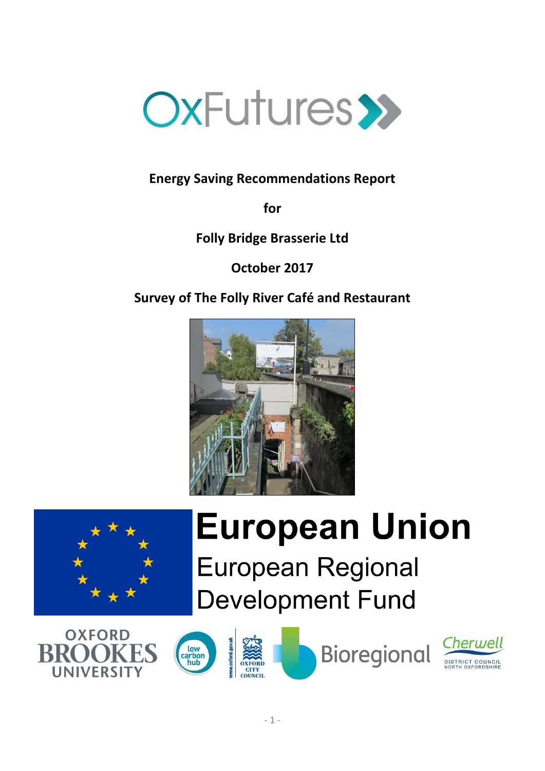OxFutures

**Energy Saving Recommendations Report**

**for**

**Folly Bridge Brasserie Ltd**

**October 2017**

**Survey of The Folly River Café and Restaurant**

European Union

European Regional Development Fund

OXFORD BROOKES UNIVERSITY

low carbon hub

OXFORD CITY COUNCIL

Bioregional

Cherwell DISTRICT COUNCIL NORTH OXFORDSHIRE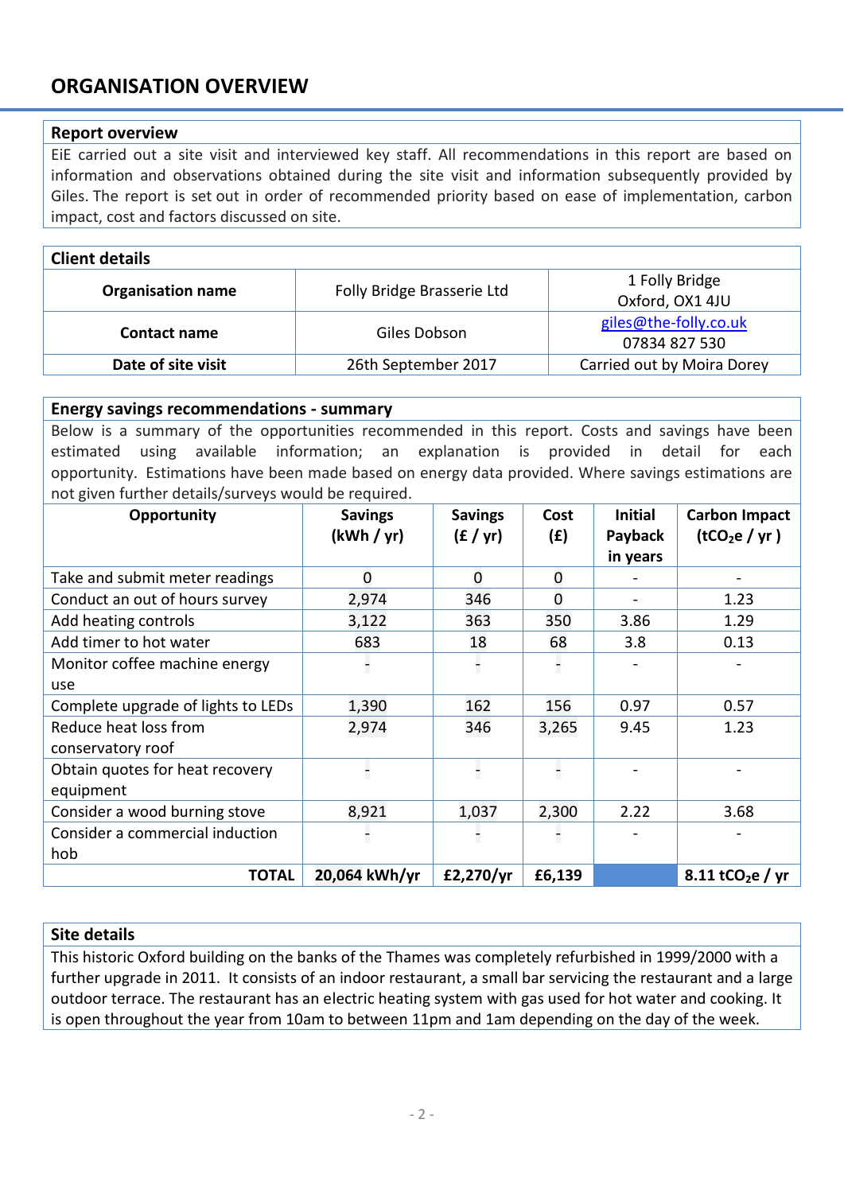# ORGANISATION OVERVIEW

## Report overview

EiE carried out a site visit and interviewed key staff. All recommendations in this report are based on information and observations obtained during the site visit and information subsequently provided by Giles. The report is set out in order of recommended priority based on ease of implementation, carbon impact, cost and factors discussed on site.

## Client details

| | | |
|---|---|---|
| **Organisation name** | Folly Bridge Brasserie Ltd | 1 Folly Bridge<br>Oxford, OX1 4JU |
| **Contact name** | Giles Dobson | giles@the-folly.co.uk<br>07834 827 530 |
| **Date of site visit** | 26th September 2017 | Carried out by Moira Dorey |

## Energy savings recommendations - summary

Below is a summary of the opportunities recommended in this report. Costs and savings have been estimated using available information; an explanation is provided in detail for each opportunity. Estimations have been made based on energy data provided. Where savings estimations are not given further details/surveys would be required.

| Opportunity | Savings (kWh / yr) | Savings (£ / yr) | Cost (£) | Initial Payback in years | Carbon Impact ($tCO_2e$ / yr ) |
|---|---|---|---|---|---|
| Take and submit meter readings | 0 | 0 | 0 | - | - |
| Conduct an out of hours survey | 2,974 | 346 | 0 | - | 1.23 |
| Add heating controls | 3,122 | 363 | 350 | 3.86 | 1.29 |
| Add timer to hot water | 683 | 18 | 68 | 3.8 | 0.13 |
| Monitor coffee machine energy use | - | - | - | - | - |
| Complete upgrade of lights to LEDs | 1,390 | 162 | 156 | 0.97 | 0.57 |
| Reduce heat loss from conservatory roof | 2,974 | 346 | 3,265 | 9.45 | 1.23 |
| Obtain quotes for heat recovery equipment | - | - | - | - | - |
| Consider a wood burning stove | 8,921 | 1,037 | 2,300 | 2.22 | 3.68 |
| Consider a commercial induction hob | - | - | - | - | - |
| **TOTAL** | **20,064 kWh/yr** | **£2,270/yr** | **£6,139** | | **8.11 $tCO_2e$ / yr** |

## Site details

This historic Oxford building on the banks of the Thames was completely refurbished in 1999/2000 with a further upgrade in 2011. It consists of an indoor restaurant, a small bar servicing the restaurant and a large outdoor terrace. The restaurant has an electric heating system with gas used for hot water and cooking. It is open throughout the year from 10am to between 11pm and 1am depending on the day of the week.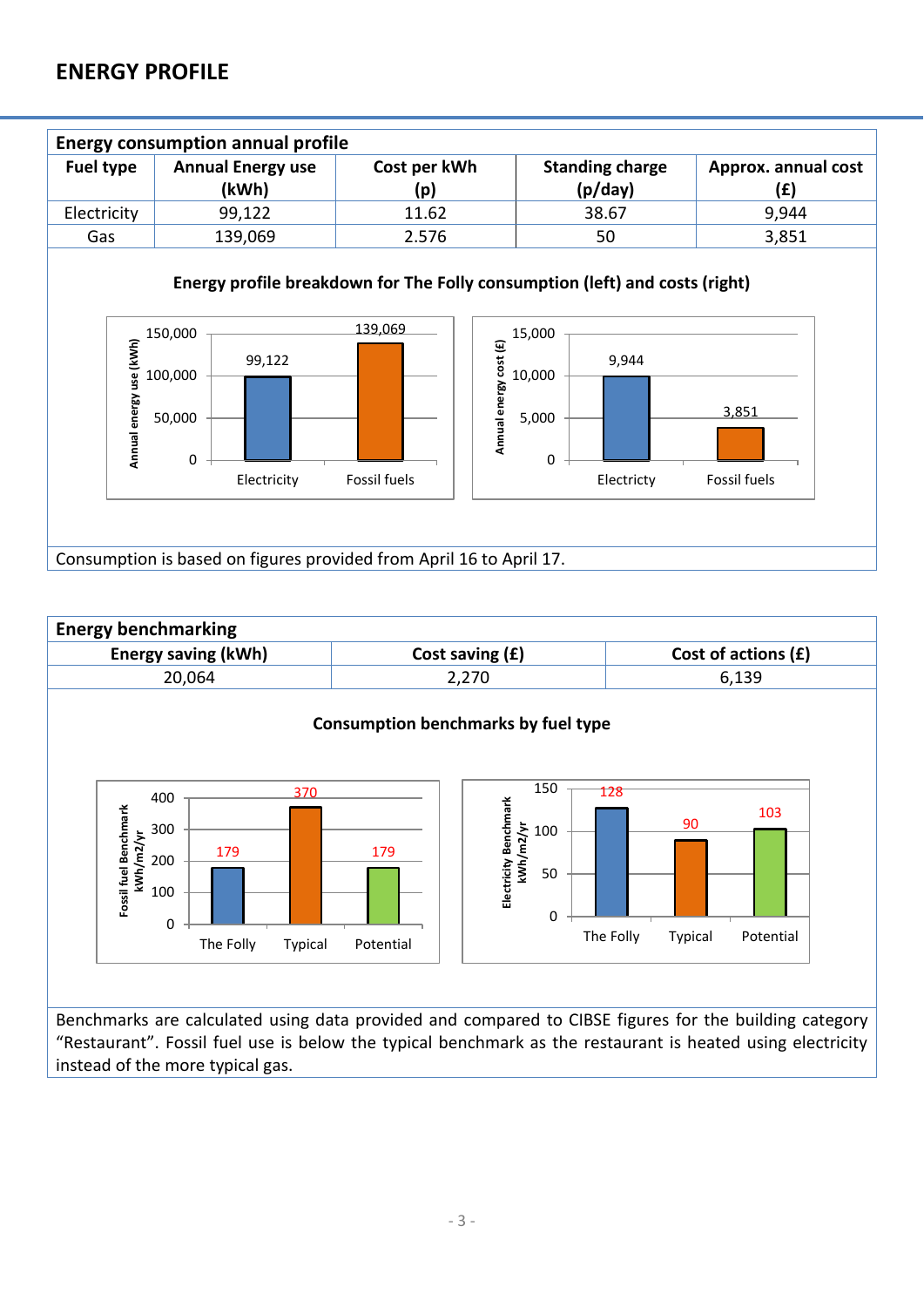## ENERGY PROFILE

**Energy consumption annual profile**

| Fuel type | Annual Energy use (kWh) | Cost per kWh (p) | Standing charge (p/day) | Approx. annual cost (£) |
|---|---|---|---|---|
| Electricity | 99,122 | 11.62 | 38.67 | 9,944 |
| Gas | 139,069 | 2.576 | 50 | 3,851 |

**Energy profile breakdown for The Folly consumption (left) and costs (right)**

Annual energy use (kWh)
150,000
100,000
50,000
0
99,122
139,069
Electricity
Fossil fuels

Annual energy cost (£)
15,000
10,000
5,000
0
9,944
3,851
Electricty
Fossil fuels

Consumption is based on figures provided from April 16 to April 17.

**Energy benchmarking**

| Energy saving (kWh) | Cost saving (£) | Cost of actions (£) |
|---|---|---|
| 20,064 | 2,270 | 6,139 |

**Consumption benchmarks by fuel type**

Fossil fuel Benchmark kWh/m2/yr
400
300
200
100
0
179
370
179
The Folly
Typical
Potential

Electricity Benchmark kWh/m2/yr
150
100
50
0
128
90
103
The Folly
Typical
Potential

Benchmarks are calculated using data provided and compared to CIBSE figures for the building category "Restaurant". Fossil fuel use is below the typical benchmark as the restaurant is heated using electricity instead of the more typical gas.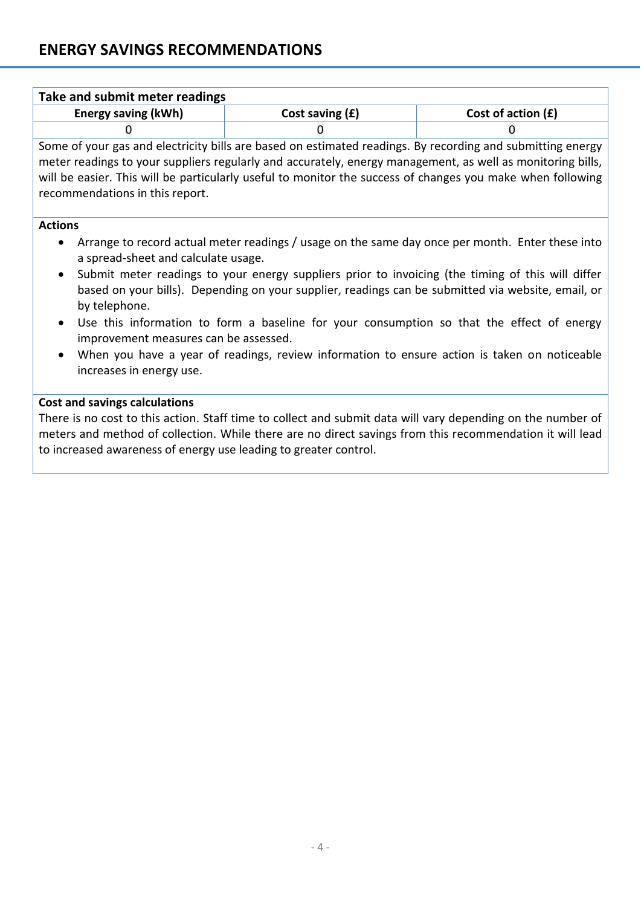## ENERGY SAVINGS RECOMMENDATIONS

**Take and submit meter readings**

| Energy saving (kWh) | Cost saving (£) | Cost of action (£) |
|---|---|---|
| 0 | 0 | 0 |

Some of your gas and electricity bills are based on estimated readings. By recording and submitting energy meter readings to your suppliers regularly and accurately, energy management, as well as monitoring bills, will be easier. This will be particularly useful to monitor the success of changes you make when following recommendations in this report.

**Actions**

- Arrange to record actual meter readings / usage on the same day once per month. Enter these into a spread-sheet and calculate usage.
- Submit meter readings to your energy suppliers prior to invoicing (the timing of this will differ based on your bills). Depending on your supplier, readings can be submitted via website, email, or by telephone.
- Use this information to form a baseline for your consumption so that the effect of energy improvement measures can be assessed.
- When you have a year of readings, review information to ensure action is taken on noticeable increases in energy use.

**Cost and savings calculations**

There is no cost to this action. Staff time to collect and submit data will vary depending on the number of meters and method of collection. While there are no direct savings from this recommendation it will lead to increased awareness of energy use leading to greater control.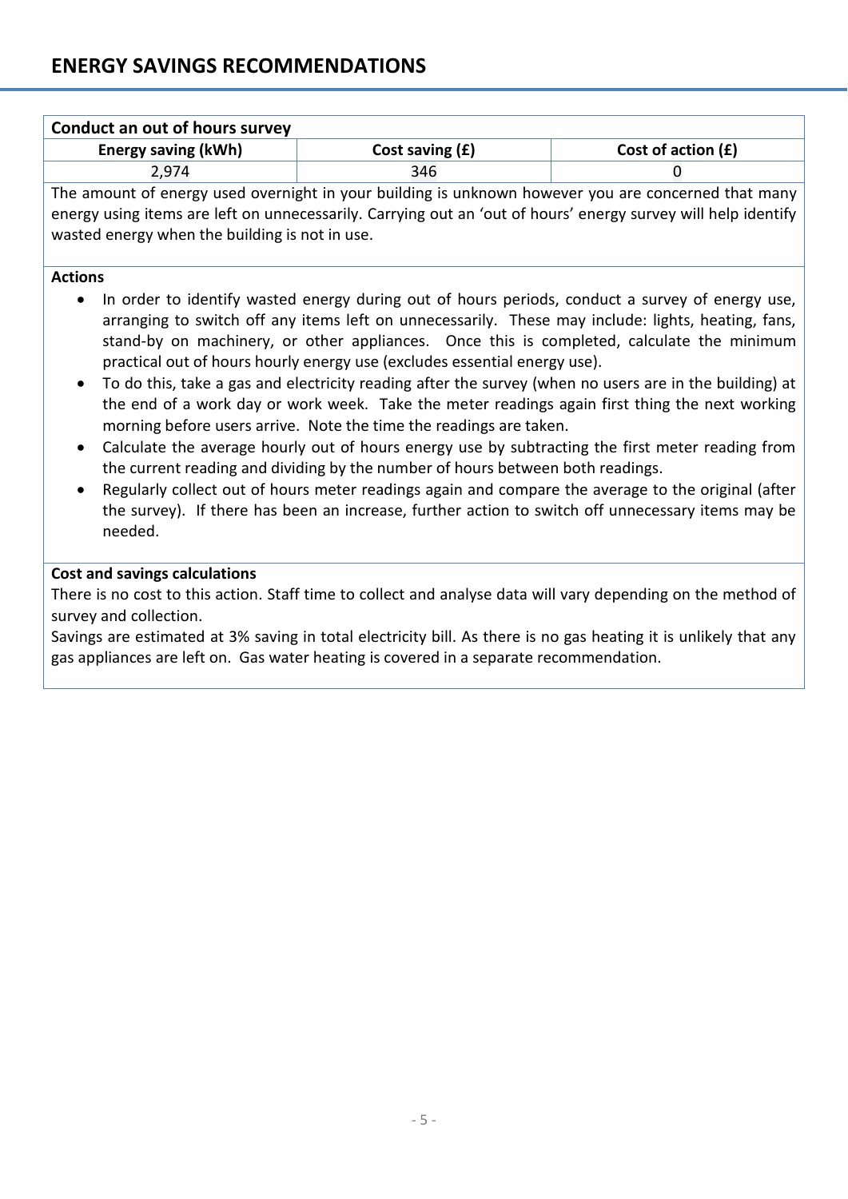## ENERGY SAVINGS RECOMMENDATIONS

### Conduct an out of hours survey

| Energy saving (kWh) | Cost saving (£) | Cost of action (£) |
| --- | --- | --- |
| 2,974 | 346 | 0 |

The amount of energy used overnight in your building is unknown however you are concerned that many energy using items are left on unnecessarily. Carrying out an 'out of hours' energy survey will help identify wasted energy when the building is not in use.

**Actions**

- In order to identify wasted energy during out of hours periods, conduct a survey of energy use, arranging to switch off any items left on unnecessarily. These may include: lights, heating, fans, stand-by on machinery, or other appliances. Once this is completed, calculate the minimum practical out of hours hourly energy use (excludes essential energy use).
- To do this, take a gas and electricity reading after the survey (when no users are in the building) at the end of a work day or work week. Take the meter readings again first thing the next working morning before users arrive. Note the time the readings are taken.
- Calculate the average hourly out of hours energy use by subtracting the first meter reading from the current reading and dividing by the number of hours between both readings.
- Regularly collect out of hours meter readings again and compare the average to the original (after the survey). If there has been an increase, further action to switch off unnecessary items may be needed.

**Cost and savings calculations**

There is no cost to this action. Staff time to collect and analyse data will vary depending on the method of survey and collection.

Savings are estimated at 3% saving in total electricity bill. As there is no gas heating it is unlikely that any gas appliances are left on. Gas water heating is covered in a separate recommendation.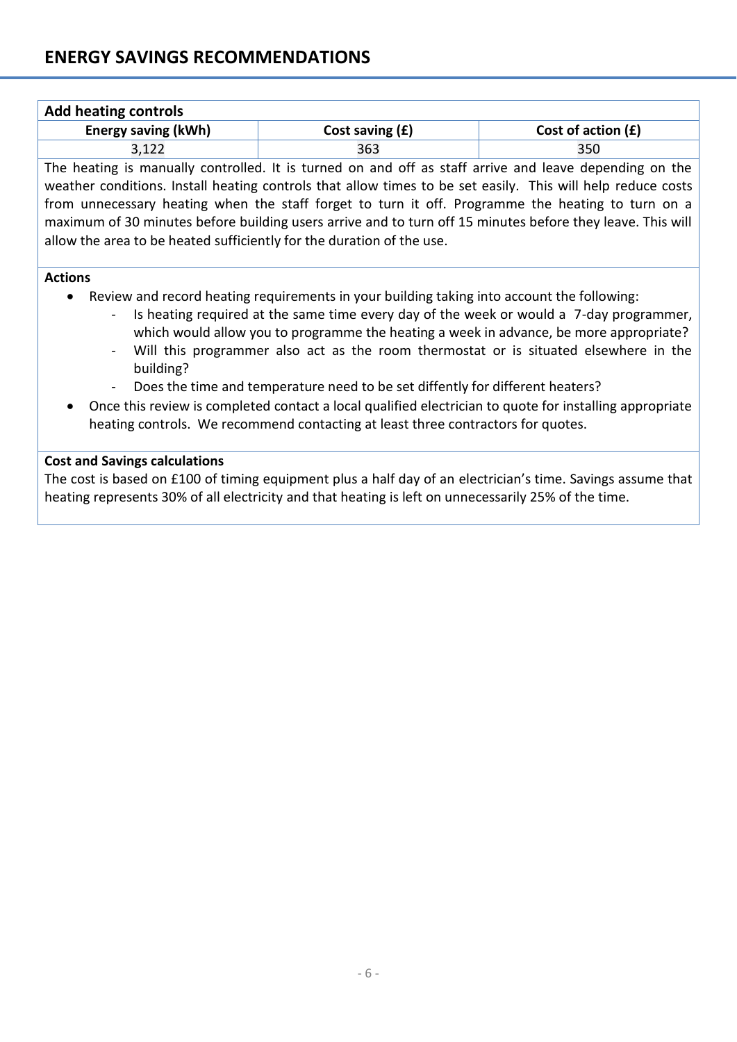## ENERGY SAVINGS RECOMMENDATIONS

| Add heating controls | | |
|---|---|---|
| **Energy saving (kWh)** | **Cost saving (£)** | **Cost of action (£)** |
| 3,122 | 363 | 350 |

The heating is manually controlled. It is turned on and off as staff arrive and leave depending on the weather conditions. Install heating controls that allow times to be set easily. This will help reduce costs from unnecessary heating when the staff forget to turn it off. Programme the heating to turn on a maximum of 30 minutes before building users arrive and to turn off 15 minutes before they leave. This will allow the area to be heated sufficiently for the duration of the use.

**Actions**

- Review and record heating requirements in your building taking into account the following:
  - Is heating required at the same time every day of the week or would a 7-day programmer, which would allow you to programme the heating a week in advance, be more appropriate?
  - Will this programmer also act as the room thermostat or is situated elsewhere in the building?
  - Does the time and temperature need to be set diffently for different heaters?
- Once this review is completed contact a local qualified electrician to quote for installing appropriate heating controls. We recommend contacting at least three contractors for quotes.

**Cost and Savings calculations**

The cost is based on £100 of timing equipment plus a half day of an electrician's time. Savings assume that heating represents 30% of all electricity and that heating is left on unnecessarily 25% of the time.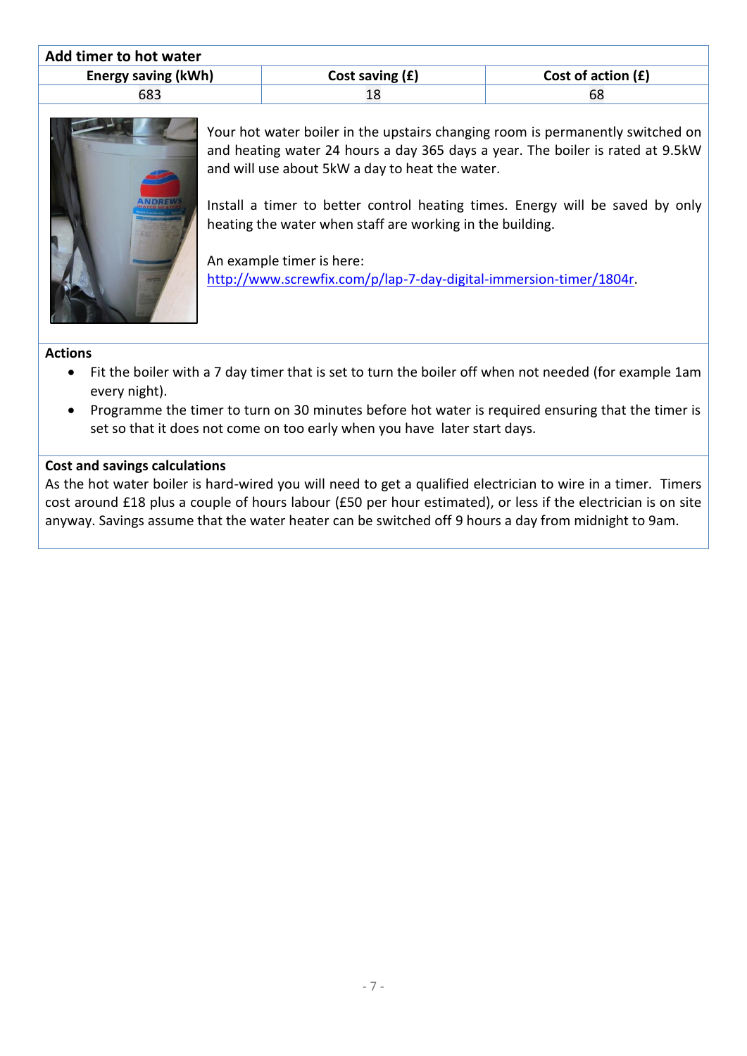## Add timer to hot water

| Energy saving (kWh) | Cost saving (£) | Cost of action (£) |
|---|---|---|
| 683 | 18 | 68 |

Your hot water boiler in the upstairs changing room is permanently switched on and heating water 24 hours a day 365 days a year. The boiler is rated at 9.5kW and will use about 5kW a day to heat the water.

Install a timer to better control heating times. Energy will be saved by only heating the water when staff are working in the building.

An example timer is here: [http://www.screwfix.com/p/lap-7-day-digital-immersion-timer/1804r](http://www.screwfix.com/p/lap-7-day-digital-immersion-timer/1804r).

### Actions

- Fit the boiler with a 7 day timer that is set to turn the boiler off when not needed (for example 1am every night).
- Programme the timer to turn on 30 minutes before hot water is required ensuring that the timer is set so that it does not come on too early when you have later start days.

### Cost and savings calculations

As the hot water boiler is hard-wired you will need to get a qualified electrician to wire in a timer. Timers cost around £18 plus a couple of hours labour (£50 per hour estimated), or less if the electrician is on site anyway. Savings assume that the water heater can be switched off 9 hours a day from midnight to 9am.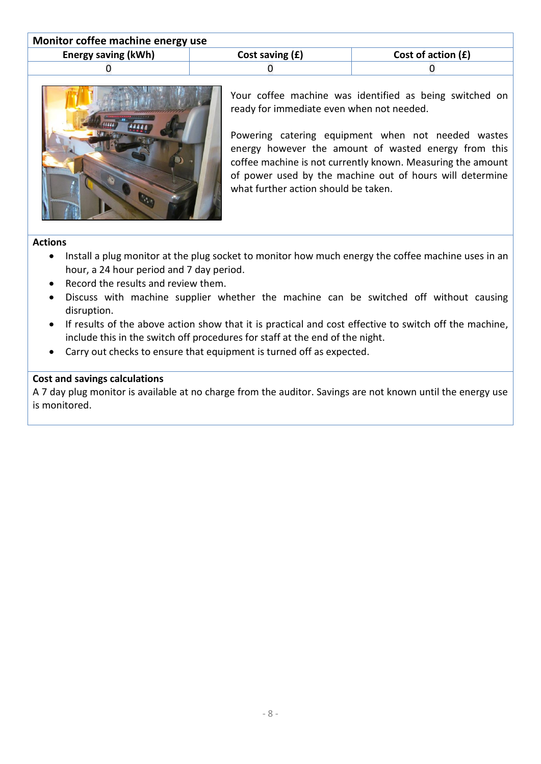## Monitor coffee machine energy use

| Energy saving (kWh) | Cost saving (£) | Cost of action (£) |
|---|---|---|
| 0 | 0 | 0 |

Your coffee machine was identified as being switched on ready for immediate even when not needed.

Powering catering equipment when not needed wastes energy however the amount of wasted energy from this coffee machine is not currently known. Measuring the amount of power used by the machine out of hours will determine what further action should be taken.

**Actions**

- Install a plug monitor at the plug socket to monitor how much energy the coffee machine uses in an hour, a 24 hour period and 7 day period.
- Record the results and review them.
- Discuss with machine supplier whether the machine can be switched off without causing disruption.
- If results of the above action show that it is practical and cost effective to switch off the machine, include this in the switch off procedures for staff at the end of the night.
- Carry out checks to ensure that equipment is turned off as expected.

**Cost and savings calculations**

A 7 day plug monitor is available at no charge from the auditor. Savings are not known until the energy use is monitored.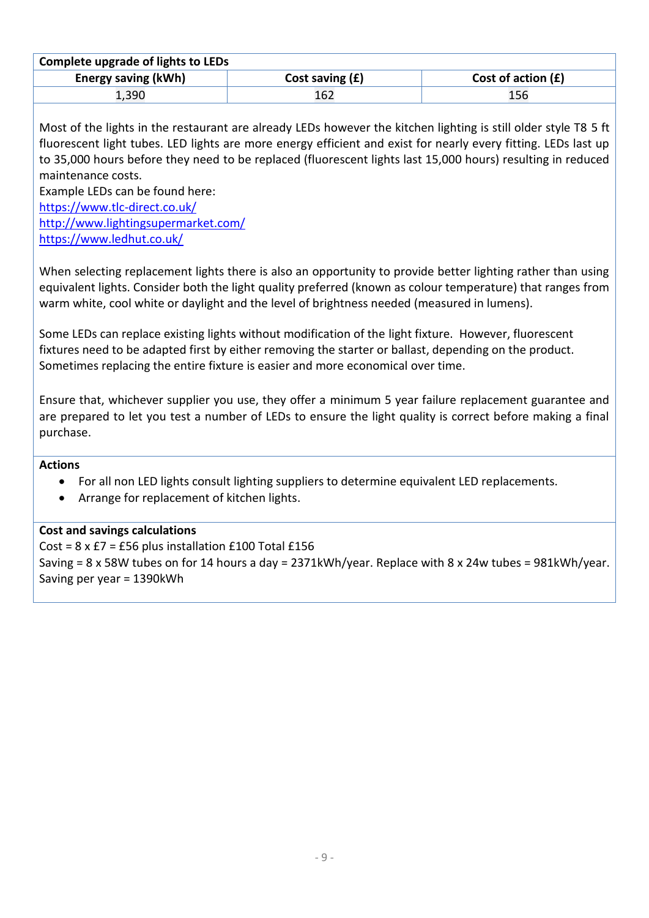| Complete upgrade of lights to LEDs | | |
|---|---|---|
| **Energy saving (kWh)** | **Cost saving (£)** | **Cost of action (£)** |
| 1,390 | 162 | 156 |

Most of the lights in the restaurant are already LEDs however the kitchen lighting is still older style T8 5 ft fluorescent light tubes. LED lights are more energy efficient and exist for nearly every fitting. LEDs last up to 35,000 hours before they need to be replaced (fluorescent lights last 15,000 hours) resulting in reduced maintenance costs.

Example LEDs can be found here:

https://www.tlc-direct.co.uk/

http://www.lightingsupermarket.com/

https://www.ledhut.co.uk/

When selecting replacement lights there is also an opportunity to provide better lighting rather than using equivalent lights. Consider both the light quality preferred (known as colour temperature) that ranges from warm white, cool white or daylight and the level of brightness needed (measured in lumens).

Some LEDs can replace existing lights without modification of the light fixture. However, fluorescent fixtures need to be adapted first by either removing the starter or ballast, depending on the product. Sometimes replacing the entire fixture is easier and more economical over time.

Ensure that, whichever supplier you use, they offer a minimum 5 year failure replacement guarantee and are prepared to let you test a number of LEDs to ensure the light quality is correct before making a final purchase.

**Actions**

- For all non LED lights consult lighting suppliers to determine equivalent LED replacements.
- Arrange for replacement of kitchen lights.

**Cost and savings calculations**

Cost = 8 x £7 = £56 plus installation £100 Total £156

Saving = 8 x 58W tubes on for 14 hours a day = 2371kWh/year. Replace with 8 x 24w tubes = 981kWh/year. Saving per year = 1390kWh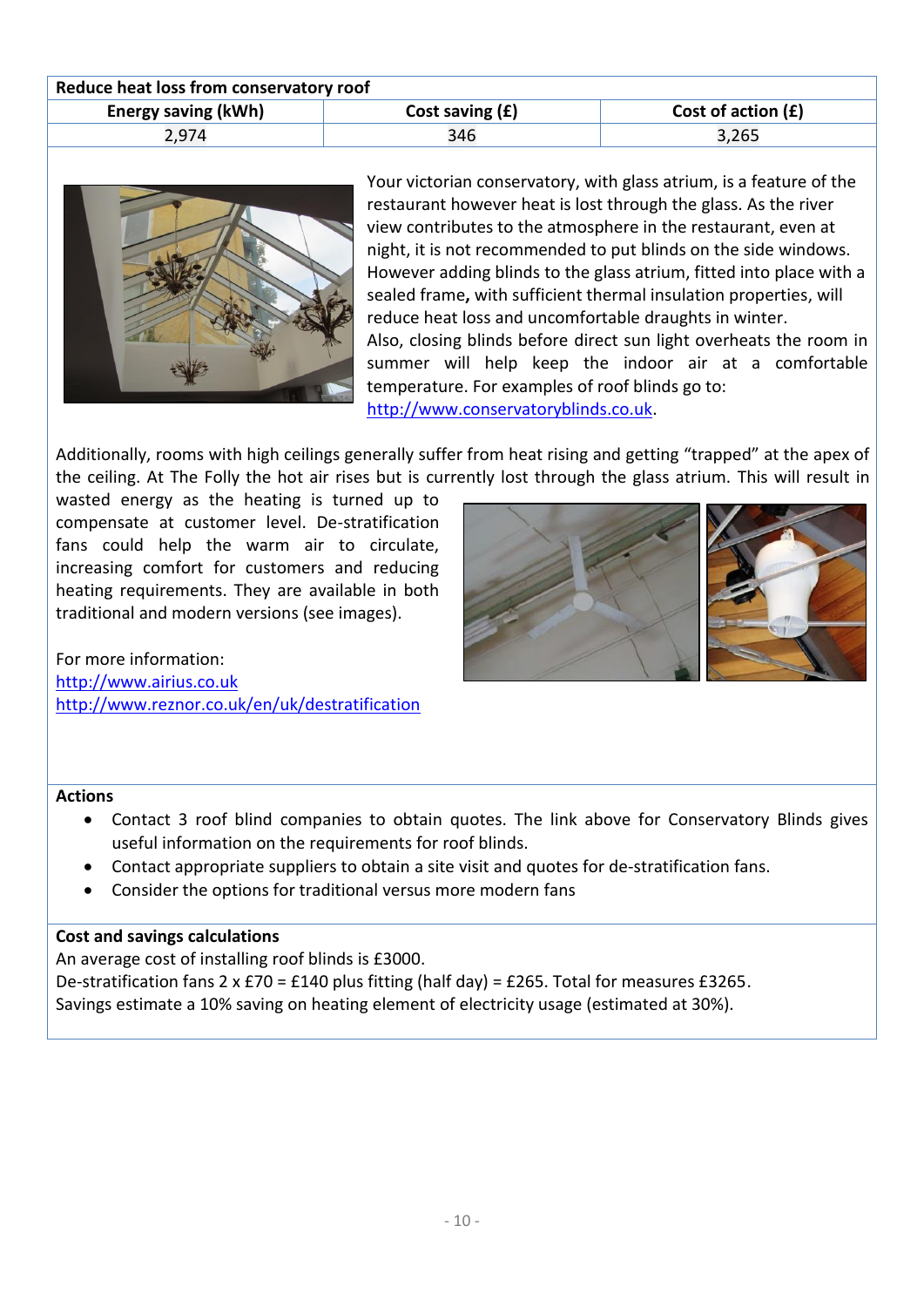| Reduce heat loss from conservatory roof | | |
|---|---|---|
| **Energy saving (kWh)** | **Cost saving (£)** | **Cost of action (£)** |
| 2,974 | 346 | 3,265 |

Your victorian conservatory, with glass atrium, is a feature of the restaurant however heat is lost through the glass. As the river view contributes to the atmosphere in the restaurant, even at night, it is not recommended to put blinds on the side windows. However adding blinds to the glass atrium, fitted into place with a sealed frame**,** with sufficient thermal insulation properties, will reduce heat loss and uncomfortable draughts in winter.
Also, closing blinds before direct sun light overheats the room in summer will help keep the indoor air at a comfortable temperature. For examples of roof blinds go to: http://www.conservatoryblinds.co.uk.

Additionally, rooms with high ceilings generally suffer from heat rising and getting "trapped" at the apex of the ceiling. At The Folly the hot air rises but is currently lost through the glass atrium. This will result in wasted energy as the heating is turned up to compensate at customer level. De-stratification fans could help the warm air to circulate, increasing comfort for customers and reducing heating requirements. They are available in both traditional and modern versions (see images).

For more information:
http://www.airius.co.uk
http://www.reznor.co.uk/en/uk/destratification

**Actions**

- Contact 3 roof blind companies to obtain quotes. The link above for Conservatory Blinds gives useful information on the requirements for roof blinds.
- Contact appropriate suppliers to obtain a site visit and quotes for de-stratification fans.
- Consider the options for traditional versus more modern fans

**Cost and savings calculations**

An average cost of installing roof blinds is £3000.
De-stratification fans 2 x £70 = £140 plus fitting (half day) = £265. Total for measures £3265.
Savings estimate a 10% saving on heating element of electricity usage (estimated at 30%).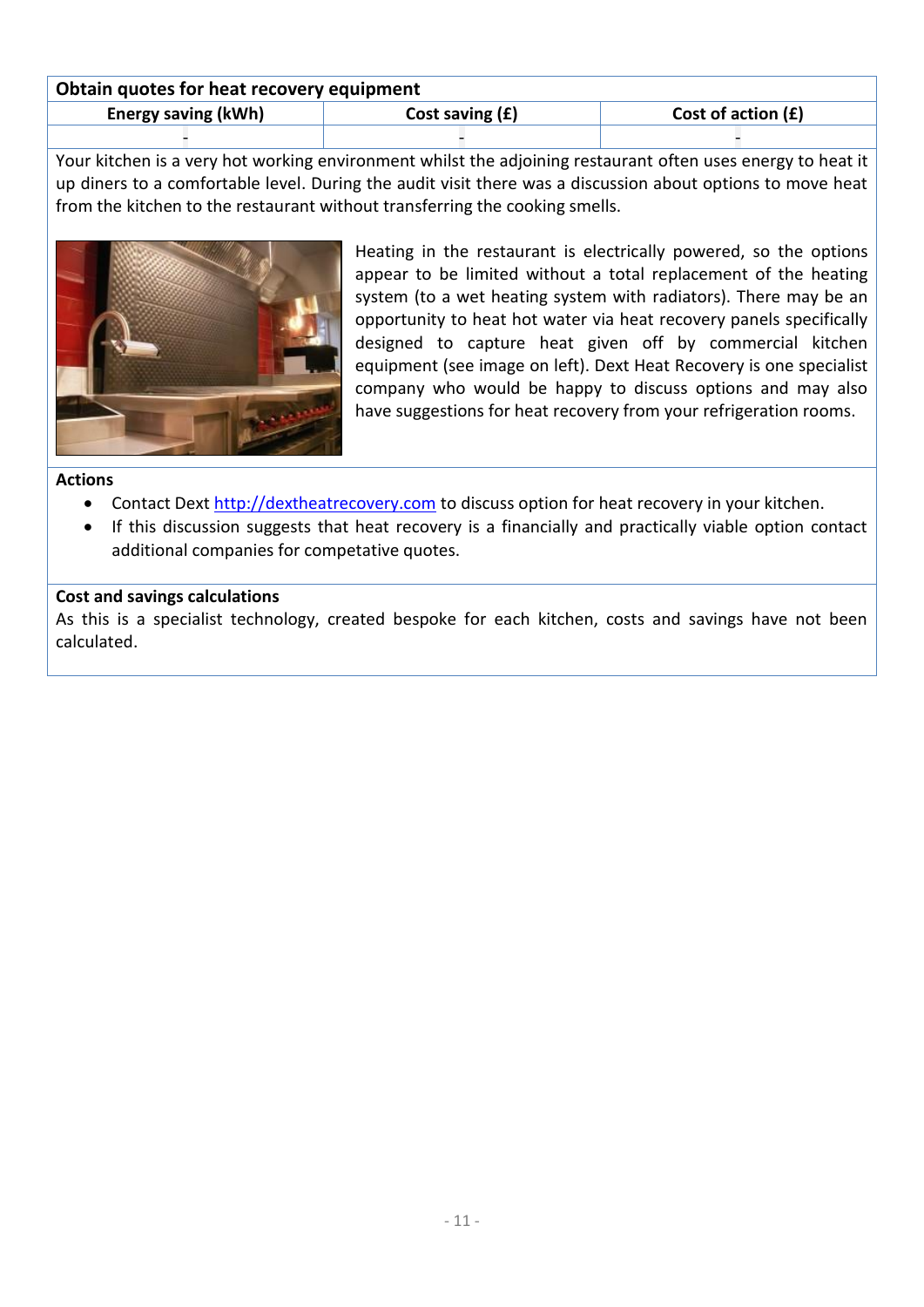## Obtain quotes for heat recovery equipment

| Energy saving (kWh) | Cost saving (£) | Cost of action (£) |
|---|---|---|
| - | - | - |

Your kitchen is a very hot working environment whilst the adjoining restaurant often uses energy to heat it up diners to a comfortable level. During the audit visit there was a discussion about options to move heat from the kitchen to the restaurant without transferring the cooking smells.

Heating in the restaurant is electrically powered, so the options appear to be limited without a total replacement of the heating system (to a wet heating system with radiators). There may be an opportunity to heat hot water via heat recovery panels specifically designed to capture heat given off by commercial kitchen equipment (see image on left). Dext Heat Recovery is one specialist company who would be happy to discuss options and may also have suggestions for heat recovery from your refrigeration rooms.

**Actions**

- Contact Dext http://dextheatrecovery.com to discuss option for heat recovery in your kitchen.
- If this discussion suggests that heat recovery is a financially and practically viable option contact additional companies for competative quotes.

**Cost and savings calculations**

As this is a specialist technology, created bespoke for each kitchen, costs and savings have not been calculated.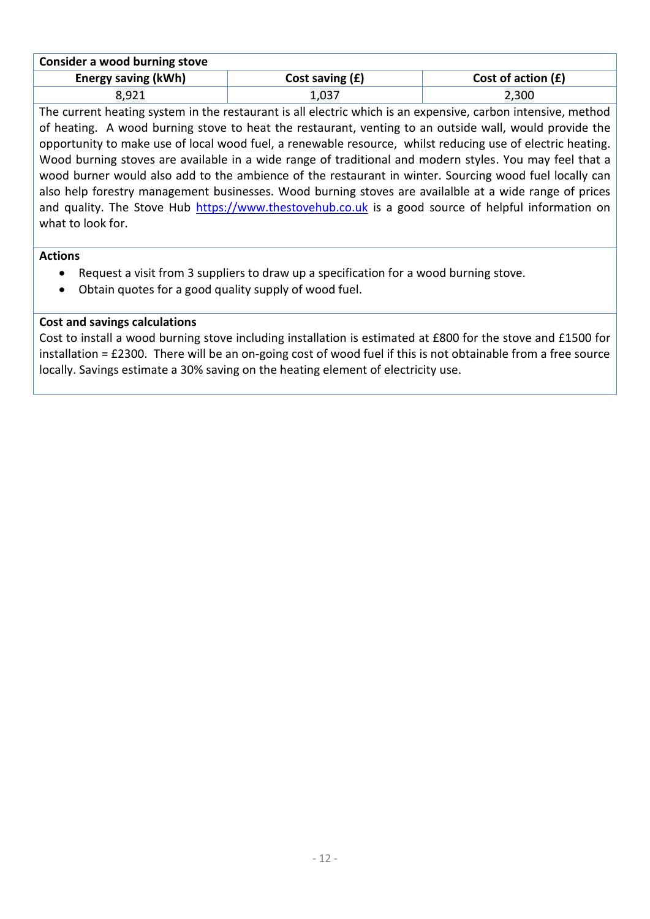| Consider a wood burning stove | | |
| --- | --- | --- |
| **Energy saving (kWh)** | **Cost saving (£)** | **Cost of action (£)** |
| 8,921 | 1,037 | 2,300 |

The current heating system in the restaurant is all electric which is an expensive, carbon intensive, method of heating. A wood burning stove to heat the restaurant, venting to an outside wall, would provide the opportunity to make use of local wood fuel, a renewable resource, whilst reducing use of electric heating. Wood burning stoves are available in a wide range of traditional and modern styles. You may feel that a wood burner would also add to the ambience of the restaurant in winter. Sourcing wood fuel locally can also help forestry management businesses. Wood burning stoves are availalble at a wide range of prices and quality. The Stove Hub https://www.thestovehub.co.uk is a good source of helpful information on what to look for.

**Actions**

- Request a visit from 3 suppliers to draw up a specification for a wood burning stove.
- Obtain quotes for a good quality supply of wood fuel.

**Cost and savings calculations**

Cost to install a wood burning stove including installation is estimated at £800 for the stove and £1500 for installation = £2300. There will be an on-going cost of wood fuel if this is not obtainable from a free source locally. Savings estimate a 30% saving on the heating element of electricity use.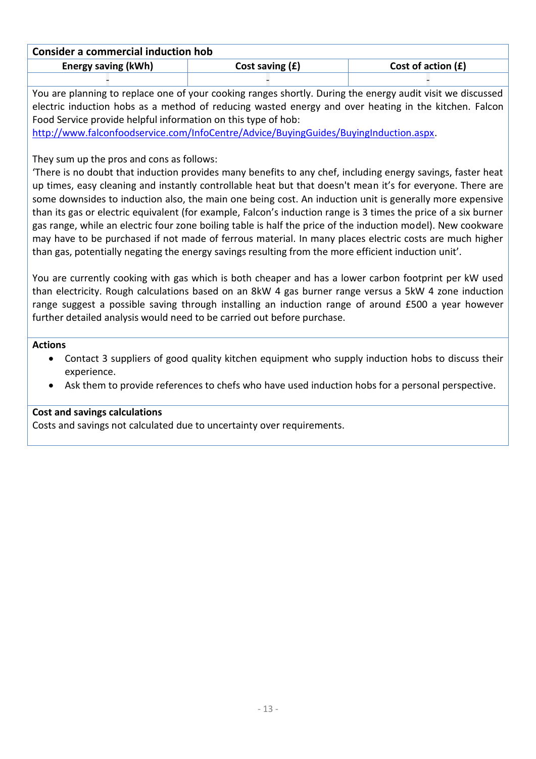**Consider a commercial induction hob**

| Energy saving (kWh) | Cost saving (£) | Cost of action (£) |
|---|---|---|
| - | - | - |

You are planning to replace one of your cooking ranges shortly. During the energy audit visit we discussed electric induction hobs as a method of reducing wasted energy and over heating in the kitchen. Falcon Food Service provide helpful information on this type of hob: http://www.falconfoodservice.com/InfoCentre/Advice/BuyingGuides/BuyingInduction.aspx.

They sum up the pros and cons as follows:
'There is no doubt that induction provides many benefits to any chef, including energy savings, faster heat up times, easy cleaning and instantly controllable heat but that doesn't mean it's for everyone. There are some downsides to induction also, the main one being cost. An induction unit is generally more expensive than its gas or electric equivalent (for example, Falcon's induction range is 3 times the price of a six burner gas range, while an electric four zone boiling table is half the price of the induction model). New cookware may have to be purchased if not made of ferrous material. In many places electric costs are much higher than gas, potentially negating the energy savings resulting from the more efficient induction unit'.

You are currently cooking with gas which is both cheaper and has a lower carbon footprint per kW used than electricity. Rough calculations based on an 8kW 4 gas burner range versus a 5kW 4 zone induction range suggest a possible saving through installing an induction range of around £500 a year however further detailed analysis would need to be carried out before purchase.

**Actions**

- Contact 3 suppliers of good quality kitchen equipment who supply induction hobs to discuss their experience.
- Ask them to provide references to chefs who have used induction hobs for a personal perspective.

**Cost and savings calculations**

Costs and savings not calculated due to uncertainty over requirements.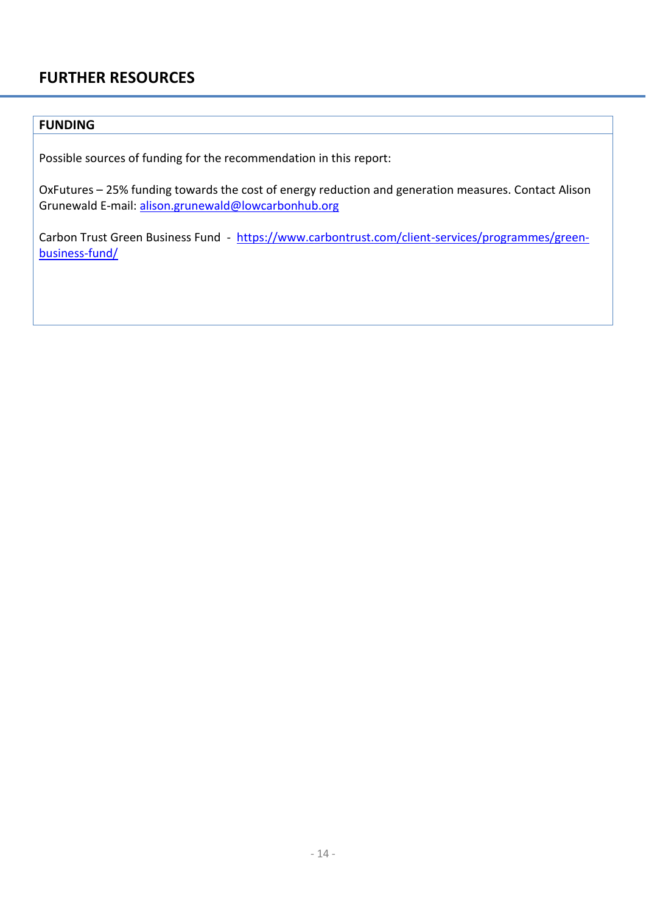# FURTHER RESOURCES

## FUNDING

Possible sources of funding for the recommendation in this report:

OxFutures – 25% funding towards the cost of energy reduction and generation measures. Contact Alison Grunewald E-mail: alison.grunewald@lowcarbonhub.org

Carbon Trust Green Business Fund - https://www.carbontrust.com/client-services/programmes/green-business-fund/